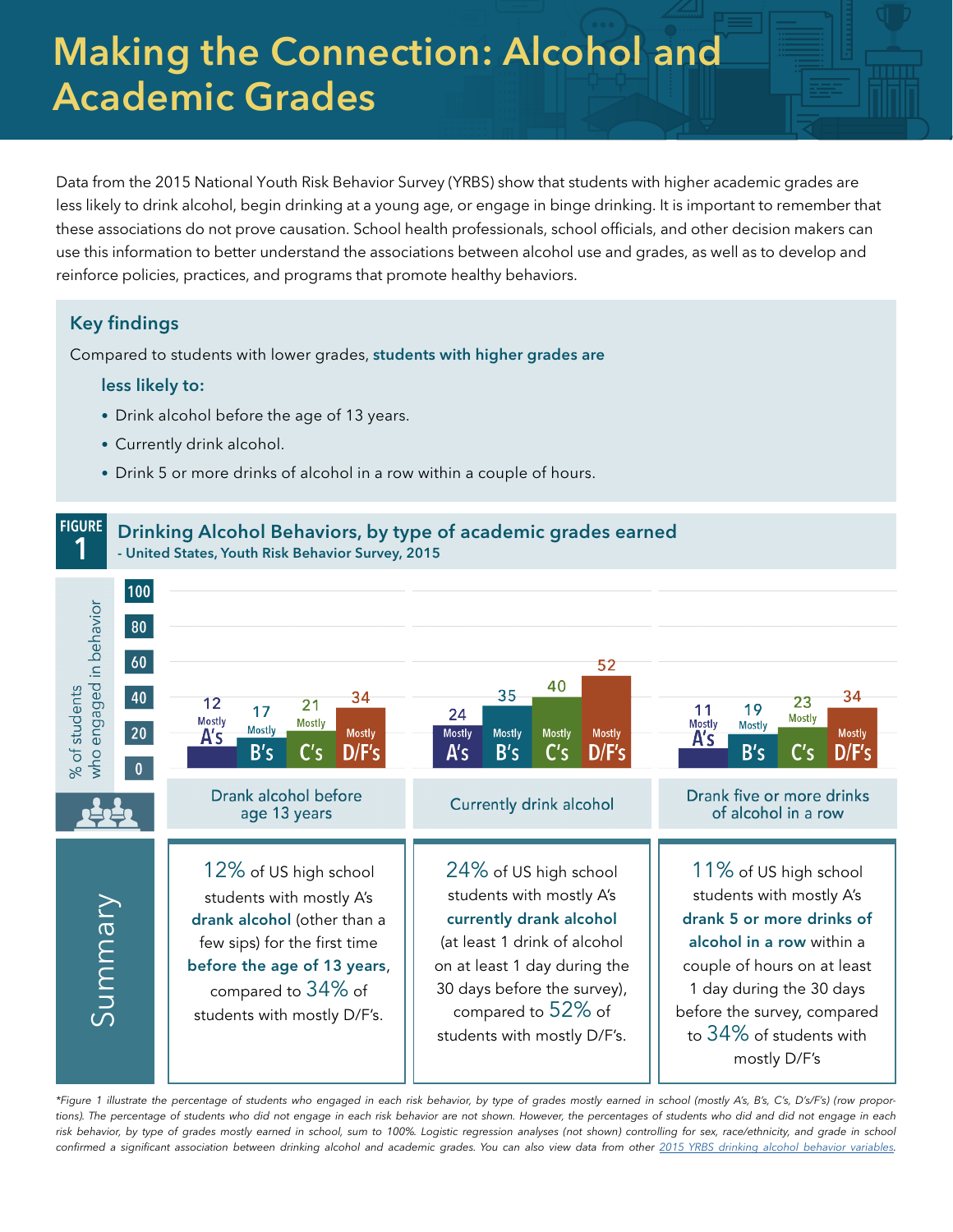# Making the Connection: Alcohol and Academic Grades

Data from the 2015 National Youth Risk Behavior Survey (YRBS) show that students with higher academic grades are less likely to drink alcohol, begin drinking at a young age, or engage in binge drinking. It is important to remember that these associations do not prove causation. School health professionals, school officials, and other decision makers can use this information to better understand the associations between alcohol use and grades, as well as to develop and reinforce policies, practices, and programs that promote healthy behaviors.

## Key findings

Compared to students with lower grades, **students with higher grades are**

**less likely to:**

- Drink alcohol before the age of 13 years.
- Currently drink alcohol.
- Drink 5 or more drinks of alcohol in a row within a couple of hours.

## FIGURE 1 Drinking Alcohol Behaviors, by type of academic grades earned

**- United States, Youth Risk Behavior Survey, 2015**

% of students who engaged in behavior

| | Mostly A's | Mostly B's | Mostly C's | Mostly D/F's |
|---|---|---|---|---|
| Drank alcohol before age 13 years | 12 | 17 | 21 | 34 |
| Currently drink alcohol | 24 | 35 | 40 | 52 |
| Drank five or more drinks of alcohol in a row | 11 | 19 | 23 | 34 |

### Summary

12% of US high school students with mostly A's **drank alcohol** (other than a few sips) for the first time **before the age of 13 years**, compared to 34% of students with mostly D/F's.

24% of US high school students with mostly A's **currently drank alcohol** (at least 1 drink of alcohol on at least 1 day during the 30 days before the survey), compared to 52% of students with mostly D/F's.

11% of US high school students with mostly A's **drank 5 or more drinks of alcohol in a row** within a couple of hours on at least 1 day during the 30 days before the survey, compared to 34% of students with mostly D/F's

*\*Figure 1 illustrate the percentage of students who engaged in each risk behavior, by type of grades mostly earned in school (mostly A's, B's, C's, D's/F's) (row proportions). The percentage of students who did not engage in each risk behavior are not shown. However, the percentages of students who did and did not engage in each risk behavior, by type of grades mostly earned in school, sum to 100%. Logistic regression analyses (not shown) controlling for sex, race/ethnicity, and grade in school confirmed a significant association between drinking alcohol and academic grades. You can also view data from other 2015 YRBS drinking alcohol behavior variables.*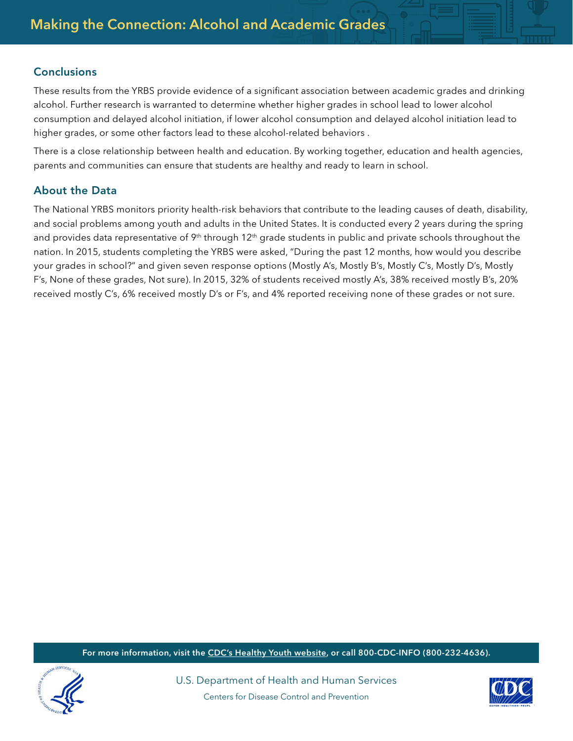## Conclusions

These results from the YRBS provide evidence of a significant association between academic grades and drinking alcohol. Further research is warranted to determine whether higher grades in school lead to lower alcohol consumption and delayed alcohol initiation, if lower alcohol consumption and delayed alcohol initiation lead to higher grades, or some other factors lead to these alcohol-related behaviors .

There is a close relationship between health and education. By working together, education and health agencies, parents and communities can ensure that students are healthy and ready to learn in school.

## About the Data

The National YRBS monitors priority health-risk behaviors that contribute to the leading causes of death, disability, and social problems among youth and adults in the United States. It is conducted every 2 years during the spring and provides data representative of 9th through 12th grade students in public and private schools throughout the nation. In 2015, students completing the YRBS were asked, "During the past 12 months, how would you describe your grades in school?" and given seven response options (Mostly A's, Mostly B's, Mostly C's, Mostly D's, Mostly F's, None of these grades, Not sure). In 2015, 32% of students received mostly A's, 38% received mostly B's, 20% received mostly C's, 6% received mostly D's or F's, and 4% reported receiving none of these grades or not sure.

**For more information, visit the CDC's Healthy Youth website, or call 800-CDC-INFO (800-232-4636).**

U.S. Department of Health and Human Services

Centers for Disease Control and Prevention